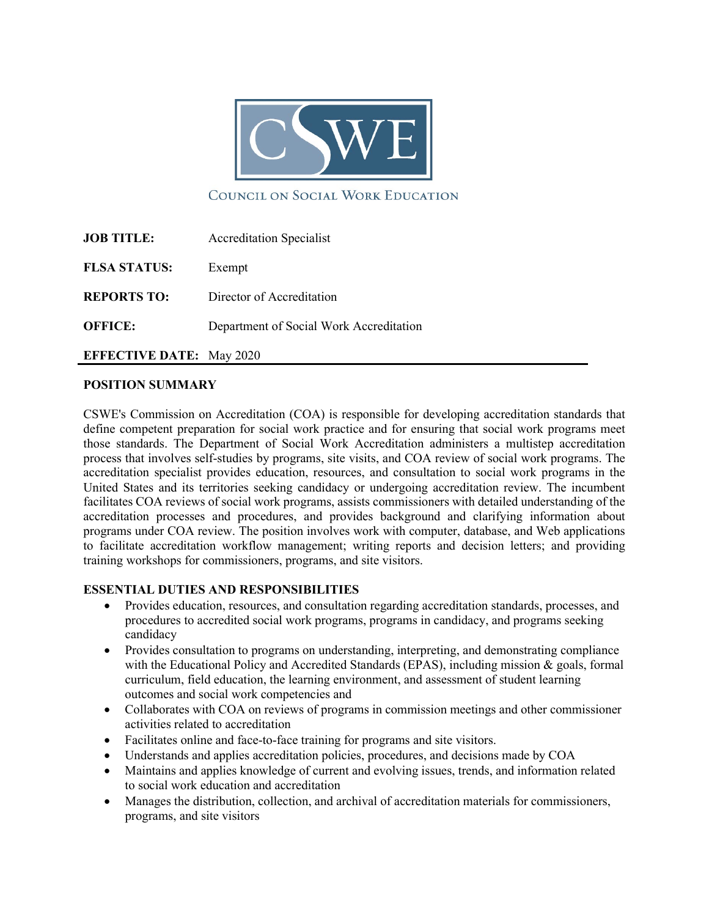COUNCIL ON SOCIAL WORK EDUCATION

**JOB TITLE:** Accreditation Specialist

**FLSA STATUS:** Exempt

**REPORTS TO:** Director of Accreditation

**OFFICE:** Department of Social Work Accreditation

**EFFECTIVE DATE:** May 2020

## POSITION SUMMARY

CSWE's Commission on Accreditation (COA) is responsible for developing accreditation standards that define competent preparation for social work practice and for ensuring that social work programs meet those standards. The Department of Social Work Accreditation administers a multistep accreditation process that involves self-studies by programs, site visits, and COA review of social work programs. The accreditation specialist provides education, resources, and consultation to social work programs in the United States and its territories seeking candidacy or undergoing accreditation review. The incumbent facilitates COA reviews of social work programs, assists commissioners with detailed understanding of the accreditation processes and procedures, and provides background and clarifying information about programs under COA review. The position involves work with computer, database, and Web applications to facilitate accreditation workflow management; writing reports and decision letters; and providing training workshops for commissioners, programs, and site visitors.

## ESSENTIAL DUTIES AND RESPONSIBILITIES

- Provides education, resources, and consultation regarding accreditation standards, processes, and procedures to accredited social work programs, programs in candidacy, and programs seeking candidacy
- Provides consultation to programs on understanding, interpreting, and demonstrating compliance with the Educational Policy and Accredited Standards (EPAS), including mission & goals, formal curriculum, field education, the learning environment, and assessment of student learning outcomes and social work competencies and
- Collaborates with COA on reviews of programs in commission meetings and other commissioner activities related to accreditation
- Facilitates online and face-to-face training for programs and site visitors.
- Understands and applies accreditation policies, procedures, and decisions made by COA
- Maintains and applies knowledge of current and evolving issues, trends, and information related to social work education and accreditation
- Manages the distribution, collection, and archival of accreditation materials for commissioners, programs, and site visitors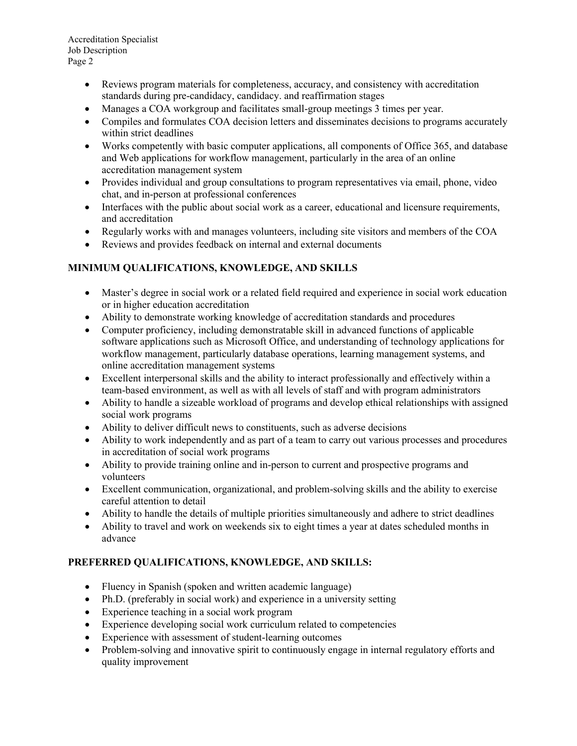- Reviews program materials for completeness, accuracy, and consistency with accreditation standards during pre-candidacy, candidacy. and reaffirmation stages
- Manages a COA workgroup and facilitates small-group meetings 3 times per year.
- Compiles and formulates COA decision letters and disseminates decisions to programs accurately within strict deadlines
- Works competently with basic computer applications, all components of Office 365, and database and Web applications for workflow management, particularly in the area of an online accreditation management system
- Provides individual and group consultations to program representatives via email, phone, video chat, and in-person at professional conferences
- Interfaces with the public about social work as a career, educational and licensure requirements, and accreditation
- Regularly works with and manages volunteers, including site visitors and members of the COA
- Reviews and provides feedback on internal and external documents

## MINIMUM QUALIFICATIONS, KNOWLEDGE, AND SKILLS

- Master's degree in social work or a related field required and experience in social work education or in higher education accreditation
- Ability to demonstrate working knowledge of accreditation standards and procedures
- Computer proficiency, including demonstratable skill in advanced functions of applicable software applications such as Microsoft Office, and understanding of technology applications for workflow management, particularly database operations, learning management systems, and online accreditation management systems
- Excellent interpersonal skills and the ability to interact professionally and effectively within a team-based environment, as well as with all levels of staff and with program administrators
- Ability to handle a sizeable workload of programs and develop ethical relationships with assigned social work programs
- Ability to deliver difficult news to constituents, such as adverse decisions
- Ability to work independently and as part of a team to carry out various processes and procedures in accreditation of social work programs
- Ability to provide training online and in-person to current and prospective programs and volunteers
- Excellent communication, organizational, and problem-solving skills and the ability to exercise careful attention to detail
- Ability to handle the details of multiple priorities simultaneously and adhere to strict deadlines
- Ability to travel and work on weekends six to eight times a year at dates scheduled months in advance

## PREFERRED QUALIFICATIONS, KNOWLEDGE, AND SKILLS:

- Fluency in Spanish (spoken and written academic language)
- Ph.D. (preferably in social work) and experience in a university setting
- Experience teaching in a social work program
- Experience developing social work curriculum related to competencies
- Experience with assessment of student-learning outcomes
- Problem-solving and innovative spirit to continuously engage in internal regulatory efforts and quality improvement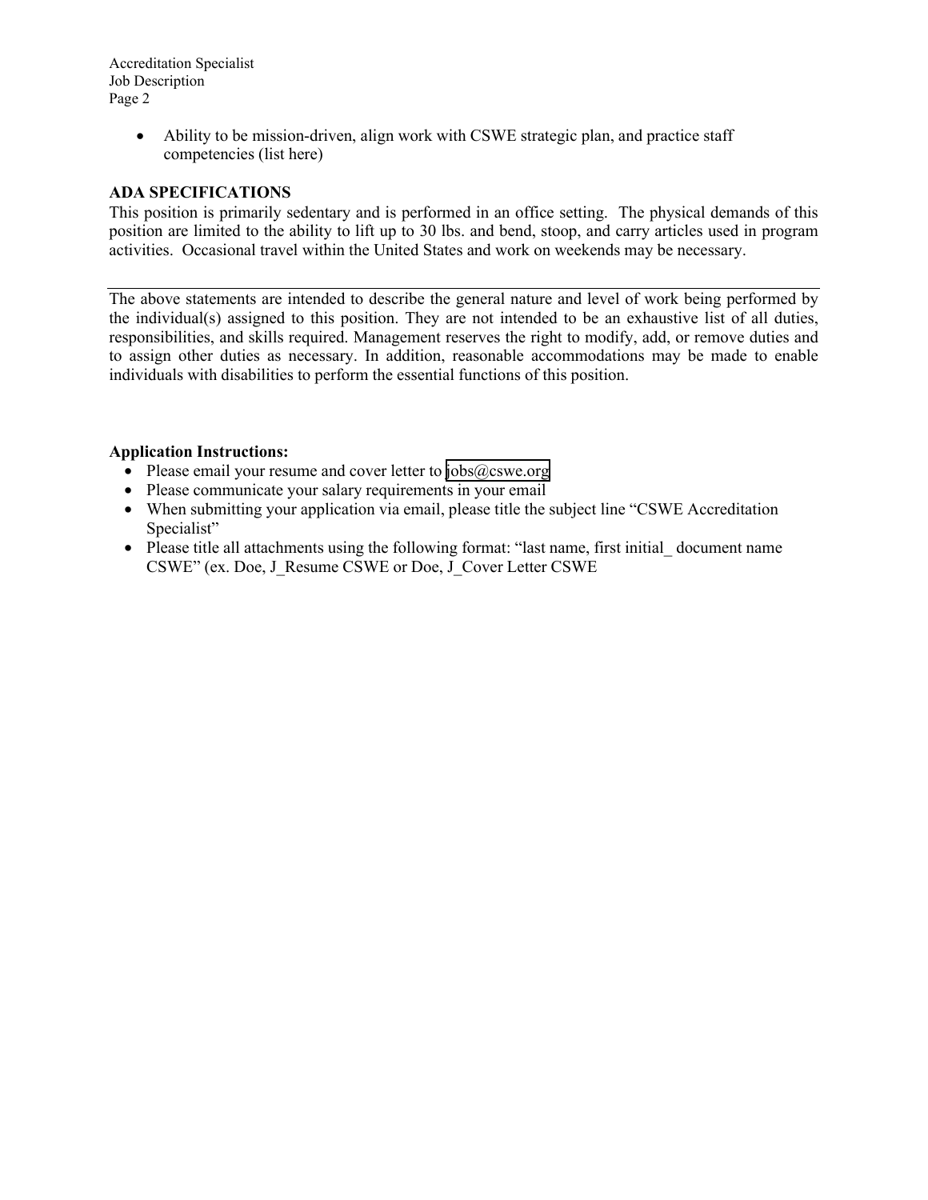- Ability to be mission-driven, align work with CSWE strategic plan, and practice staff competencies (list here)

**ADA SPECIFICATIONS**

This position is primarily sedentary and is performed in an office setting. The physical demands of this position are limited to the ability to lift up to 30 lbs. and bend, stoop, and carry articles used in program activities. Occasional travel within the United States and work on weekends may be necessary.

---

The above statements are intended to describe the general nature and level of work being performed by the individual(s) assigned to this position. They are not intended to be an exhaustive list of all duties, responsibilities, and skills required. Management reserves the right to modify, add, or remove duties and to assign other duties as necessary. In addition, reasonable accommodations may be made to enable individuals with disabilities to perform the essential functions of this position.

**Application Instructions:**

- Please email your resume and cover letter to jobs@cswe.org
- Please communicate your salary requirements in your email
- When submitting your application via email, please title the subject line "CSWE Accreditation Specialist"
- Please title all attachments using the following format: "last name, first initial_ document name CSWE" (ex. Doe, J_Resume CSWE or Doe, J_Cover Letter CSWE